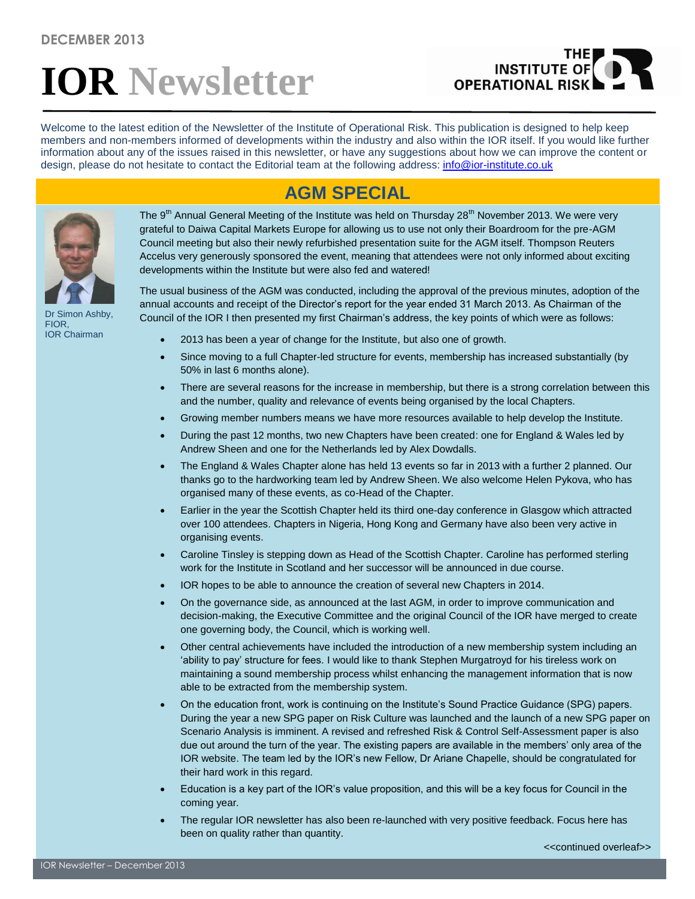DECEMBER 2013

# IOR Newsletter

Welcome to the latest edition of the Newsletter of the Institute of Operational Risk. This publication is designed to help keep members and non-members informed of developments within the industry and also within the IOR itself. If you would like further information about any of the issues raised in this newsletter, or have any suggestions about how we can improve the content or design, please do not hesitate to contact the Editorial team at the following address: info@ior-institute.co.uk

## AGM SPECIAL

Dr Simon Ashby, FIOR, IOR Chairman

The 9th Annual General Meeting of the Institute was held on Thursday 28th November 2013. We were very grateful to Daiwa Capital Markets Europe for allowing us to use not only their Boardroom for the pre-AGM Council meeting but also their newly refurbished presentation suite for the AGM itself. Thompson Reuters Accelus very generously sponsored the event, meaning that attendees were not only informed about exciting developments within the Institute but were also fed and watered!

The usual business of the AGM was conducted, including the approval of the previous minutes, adoption of the annual accounts and receipt of the Director's report for the year ended 31 March 2013. As Chairman of the Council of the IOR I then presented my first Chairman's address, the key points of which were as follows:

- 2013 has been a year of change for the Institute, but also one of growth.
- Since moving to a full Chapter-led structure for events, membership has increased substantially (by 50% in last 6 months alone).
- There are several reasons for the increase in membership, but there is a strong correlation between this and the number, quality and relevance of events being organised by the local Chapters.
- Growing member numbers means we have more resources available to help develop the Institute.
- During the past 12 months, two new Chapters have been created: one for England & Wales led by Andrew Sheen and one for the Netherlands led by Alex Dowdalls.
- The England & Wales Chapter alone has held 13 events so far in 2013 with a further 2 planned. Our thanks go to the hardworking team led by Andrew Sheen. We also welcome Helen Pykova, who has organised many of these events, as co-Head of the Chapter.
- Earlier in the year the Scottish Chapter held its third one-day conference in Glasgow which attracted over 100 attendees. Chapters in Nigeria, Hong Kong and Germany have also been very active in organising events.
- Caroline Tinsley is stepping down as Head of the Scottish Chapter. Caroline has performed sterling work for the Institute in Scotland and her successor will be announced in due course.
- IOR hopes to be able to announce the creation of several new Chapters in 2014.
- On the governance side, as announced at the last AGM, in order to improve communication and decision-making, the Executive Committee and the original Council of the IOR have merged to create one governing body, the Council, which is working well.
- Other central achievements have included the introduction of a new membership system including an 'ability to pay' structure for fees. I would like to thank Stephen Murgatroyd for his tireless work on maintaining a sound membership process whilst enhancing the management information that is now able to be extracted from the membership system.
- On the education front, work is continuing on the Institute's Sound Practice Guidance (SPG) papers. During the year a new SPG paper on Risk Culture was launched and the launch of a new SPG paper on Scenario Analysis is imminent. A revised and refreshed Risk & Control Self-Assessment paper is also due out around the turn of the year. The existing papers are available in the members' only area of the IOR website. The team led by the IOR's new Fellow, Dr Ariane Chapelle, should be congratulated for their hard work in this regard.
- Education is a key part of the IOR's value proposition, and this will be a key focus for Council in the coming year.
- The regular IOR newsletter has also been re-launched with very positive feedback. Focus here has been on quality rather than quantity.

<<continued overleaf>>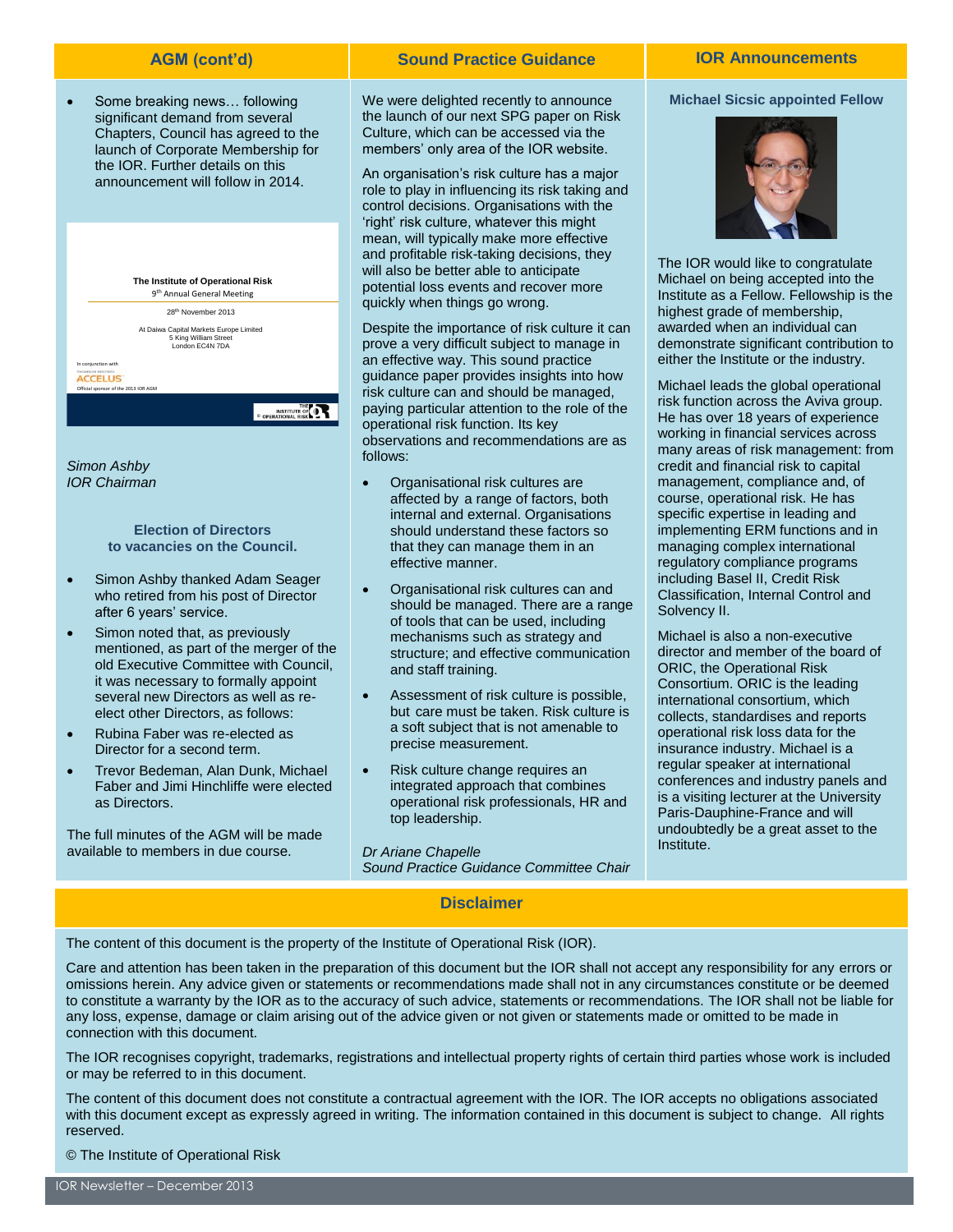## AGM (cont'd)

- Some breaking news… following significant demand from several Chapters, Council has agreed to the launch of Corporate Membership for the IOR. Further details on this announcement will follow in 2014.

The Institute of Operational Risk
9th Annual General Meeting
28th November 2013
At Daiwa Capital Markets Europe Limited
5 King William Street
London EC4N 7DA
In conjunction with
ACCELUS
Official sponsor of the 2013 IOR AGM

*Simon Ashby*
*IOR Chairman*

### Election of Directors to vacancies on the Council.

- Simon Ashby thanked Adam Seager who retired from his post of Director after 6 years' service.
- Simon noted that, as previously mentioned, as part of the merger of the old Executive Committee with Council, it was necessary to formally appoint several new Directors as well as re-elect other Directors, as follows:
- Rubina Faber was re-elected as Director for a second term.
- Trevor Bedeman, Alan Dunk, Michael Faber and Jimi Hinchliffe were elected as Directors.

The full minutes of the AGM will be made available to members in due course.

## Sound Practice Guidance

We were delighted recently to announce the launch of our next SPG paper on Risk Culture, which can be accessed via the members' only area of the IOR website.

An organisation's risk culture has a major role to play in influencing its risk taking and control decisions. Organisations with the 'right' risk culture, whatever this might mean, will typically make more effective and profitable risk-taking decisions, they will also be better able to anticipate potential loss events and recover more quickly when things go wrong.

Despite the importance of risk culture it can prove a very difficult subject to manage in an effective way. This sound practice guidance paper provides insights into how risk culture can and should be managed, paying particular attention to the role of the operational risk function. Its key observations and recommendations are as follows:

- Organisational risk cultures are affected by a range of factors, both internal and external. Organisations should understand these factors so that they can manage them in an effective manner.
- Organisational risk cultures can and should be managed. There are a range of tools that can be used, including mechanisms such as strategy and structure; and effective communication and staff training.
- Assessment of risk culture is possible, but care must be taken. Risk culture is a soft subject that is not amenable to precise measurement.
- Risk culture change requires an integrated approach that combines operational risk professionals, HR and top leadership.

*Dr Ariane Chapelle*
*Sound Practice Guidance Committee Chair*

## IOR Announcements

### Michael Sicsic appointed Fellow

The IOR would like to congratulate Michael on being accepted into the Institute as a Fellow. Fellowship is the highest grade of membership, awarded when an individual can demonstrate significant contribution to either the Institute or the industry.

Michael leads the global operational risk function across the Aviva group. He has over 18 years of experience working in financial services across many areas of risk management: from credit and financial risk to capital management, compliance and, of course, operational risk. He has specific expertise in leading and implementing ERM functions and in managing complex international regulatory compliance programs including Basel II, Credit Risk Classification, Internal Control and Solvency II.

Michael is also a non-executive director and member of the board of ORIC, the Operational Risk Consortium. ORIC is the leading international consortium, which collects, standardises and reports operational risk loss data for the insurance industry. Michael is a regular speaker at international conferences and industry panels and is a visiting lecturer at the University Paris-Dauphine-France and will undoubtedly be a great asset to the Institute.

## Disclaimer

The content of this document is the property of the Institute of Operational Risk (IOR).

Care and attention has been taken in the preparation of this document but the IOR shall not accept any responsibility for any errors or omissions herein. Any advice given or statements or recommendations made shall not in any circumstances constitute or be deemed to constitute a warranty by the IOR as to the accuracy of such advice, statements or recommendations. The IOR shall not be liable for any loss, expense, damage or claim arising out of the advice given or not given or statements made or omitted to be made in connection with this document.

The IOR recognises copyright, trademarks, registrations and intellectual property rights of certain third parties whose work is included or may be referred to in this document.

The content of this document does not constitute a contractual agreement with the IOR. The IOR accepts no obligations associated with this document except as expressly agreed in writing. The information contained in this document is subject to change. All rights reserved.

© The Institute of Operational Risk